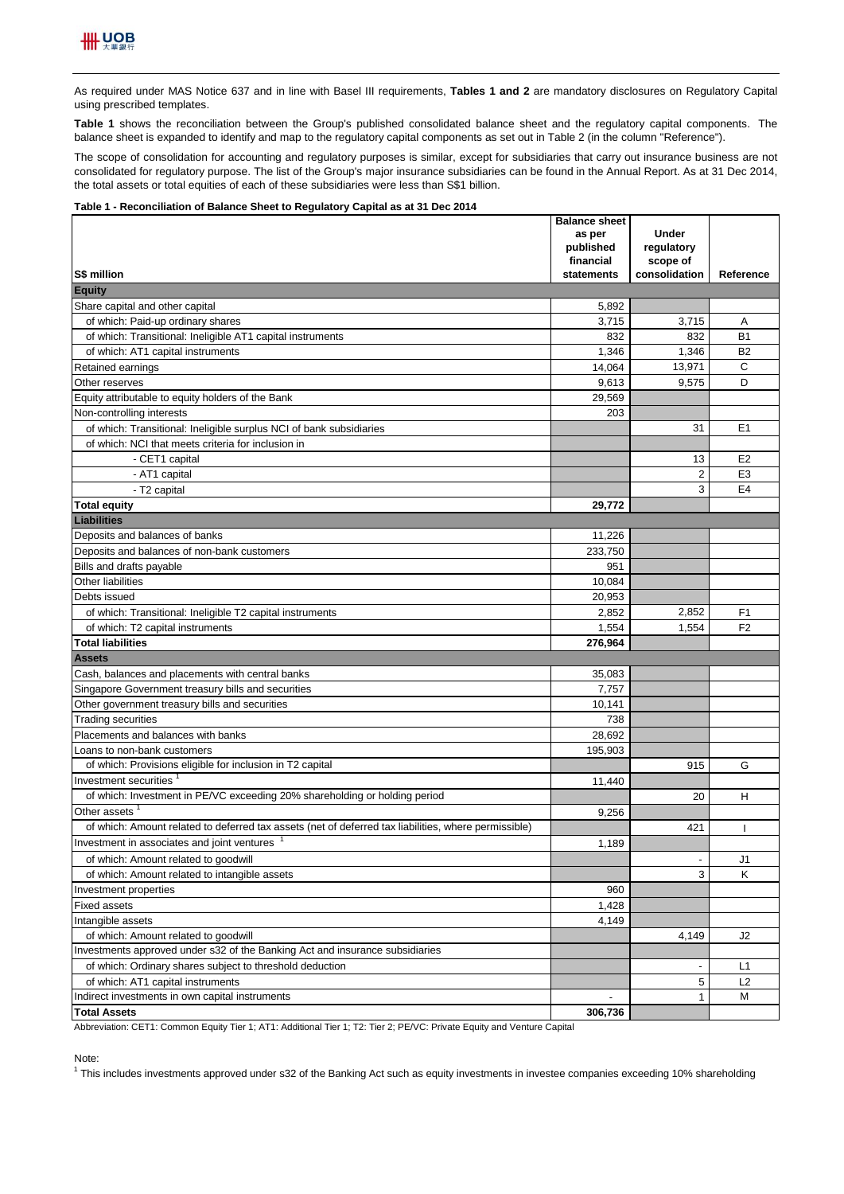As required under MAS Notice 637 and in line with Basel III requirements, **Tables 1 and 2** are mandatory disclosures on Regulatory Capital using prescribed templates.

**Table 1** shows the reconciliation between the Group's published consolidated balance sheet and the regulatory capital components. The balance sheet is expanded to identify and map to the regulatory capital components as set out in Table 2 (in the column "Reference").

The scope of consolidation for accounting and regulatory purposes is similar, except for subsidiaries that carry out insurance business are not consolidated for regulatory purpose. The list of the Group's major insurance subsidiaries can be found in the Annual Report. As at 31 Dec 2014, the total assets or total equities of each of these subsidiaries were less than S$1 billion.

**Table 1 - Reconciliation of Balance Sheet to Regulatory Capital as at 31 Dec 2014**

| S$ million | Balance sheet as per published financial statements | Under regulatory scope of consolidation | Reference |
|---|---|---|---|
| **Equity** | | | |
| Share capital and other capital | 5,892 | | |
| of which: Paid-up ordinary shares | 3,715 | 3,715 | A |
| of which: Transitional: Ineligible AT1 capital instruments | 832 | 832 | B1 |
| of which: AT1 capital instruments | 1,346 | 1,346 | B2 |
| Retained earnings | 14,064 | 13,971 | C |
| Other reserves | 9,613 | 9,575 | D |
| Equity attributable to equity holders of the Bank | 29,569 | | |
| Non-controlling interests | 203 | | |
| of which: Transitional: Ineligible surplus NCI of bank subsidiaries | | 31 | E1 |
| of which: NCI that meets criteria for inclusion in | | | |
| - CET1 capital | | 13 | E2 |
| - AT1 capital | | 2 | E3 |
| - T2 capital | | 3 | E4 |
| **Total equity** | **29,772** | | |
| **Liabilities** | | | |
| Deposits and balances of banks | 11,226 | | |
| Deposits and balances of non-bank customers | 233,750 | | |
| Bills and drafts payable | 951 | | |
| Other liabilities | 10,084 | | |
| Debts issued | 20,953 | | |
| of which: Transitional: Ineligible T2 capital instruments | 2,852 | 2,852 | F1 |
| of which: T2 capital instruments | 1,554 | 1,554 | F2 |
| **Total liabilities** | **276,964** | | |
| **Assets** | | | |
| Cash, balances and placements with central banks | 35,083 | | |
| Singapore Government treasury bills and securities | 7,757 | | |
| Other government treasury bills and securities | 10,141 | | |
| Trading securities | 738 | | |
| Placements and balances with banks | 28,692 | | |
| Loans to non-bank customers | 195,903 | | |
| of which: Provisions eligible for inclusion in T2 capital | | 915 | G |
| Investment securities [1] | 11,440 | | |
| of which: Investment in PE/VC exceeding 20% shareholding or holding period | | 20 | H |
| Other assets [1] | 9,256 | | |
| of which: Amount related to deferred tax assets (net of deferred tax liabilities, where permissible) | | 421 | I |
| Investment in associates and joint ventures [1] | 1,189 | | |
| of which: Amount related to goodwill | | - | J1 |
| of which: Amount related to intangible assets | | 3 | K |
| Investment properties | 960 | | |
| Fixed assets | 1,428 | | |
| Intangible assets | 4,149 | | |
| of which: Amount related to goodwill | | 4,149 | J2 |
| Investments approved under s32 of the Banking Act and insurance subsidiaries | | | |
| of which: Ordinary shares subject to threshold deduction | | - | L1 |
| of which: AT1 capital instruments | | 5 | L2 |
| Indirect investments in own capital instruments | - | 1 | M |
| **Total Assets** | **306,736** | | |

Abbreviation: CET1: Common Equity Tier 1; AT1: Additional Tier 1; T2: Tier 2; PE/VC: Private Equity and Venture Capital

Note:

[1] This includes investments approved under s32 of the Banking Act such as equity investments in investee companies exceeding 10% shareholding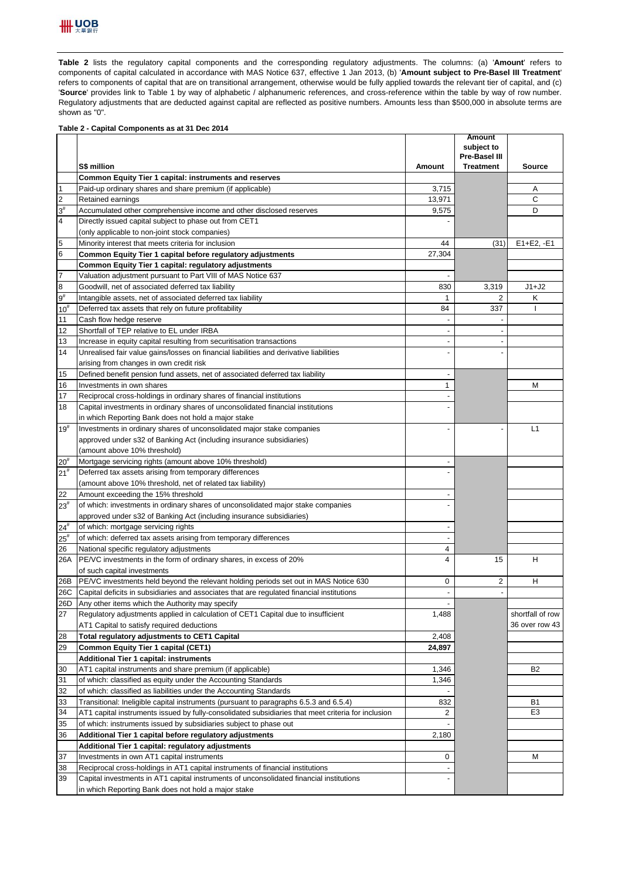**Table 2** lists the regulatory capital components and the corresponding regulatory adjustments. The columns: (a) '**Amount**' refers to components of capital calculated in accordance with MAS Notice 637, effective 1 Jan 2013, (b) '**Amount subject to Pre-Basel III Treatment**' refers to components of capital that are on transitional arrangement, otherwise would be fully applied towards the relevant tier of capital, and (c) '**Source**' provides link to Table 1 by way of alphabetic / alphanumeric references, and cross-reference within the table by way of row number. Regulatory adjustments that are deducted against capital are reflected as positive numbers. Amounts less than $500,000 in absolute terms are shown as "0".

**Table 2 - Capital Components as at 31 Dec 2014**

| | S$ million | Amount | Amount subject to Pre-Basel III Treatment | Source |
|---|---|---|---|---|
| | **Common Equity Tier 1 capital: instruments and reserves** | | | |
| 1 | Paid-up ordinary shares and share premium (if applicable) | 3,715 | | A |
| 2 | Retained earnings | 13,971 | | C |
| 3# | Accumulated other comprehensive income and other disclosed reserves | 9,575 | | D |
| 4 | Directly issued capital subject to phase out from CET1 (only applicable to non-joint stock companies) | - | | |
| 5 | Minority interest that meets criteria for inclusion | 44 | (31) | E1+E2, -E1 |
| 6 | **Common Equity Tier 1 capital before regulatory adjustments** | 27,304 | | |
| | **Common Equity Tier 1 capital: regulatory adjustments** | | | |
| 7 | Valuation adjustment pursuant to Part VIII of MAS Notice 637 | - | | |
| 8 | Goodwill, net of associated deferred tax liability | 830 | 3,319 | J1+J2 |
| 9# | Intangible assets, net of associated deferred tax liability | 1 | 2 | K |
| 10# | Deferred tax assets that rely on future profitability | 84 | 337 | I |
| 11 | Cash flow hedge reserve | - | - | |
| 12 | Shortfall of TEP relative to EL under IRBA | - | - | |
| 13 | Increase in equity capital resulting from securitisation transactions | - | - | |
| 14 | Unrealised fair value gains/losses on financial liabilities and derivative liabilities arising from changes in own credit risk | - | - | |
| 15 | Defined benefit pension fund assets, net of associated deferred tax liability | - | | |
| 16 | Investments in own shares | 1 | | M |
| 17 | Reciprocal cross-holdings in ordinary shares of financial institutions | - | | |
| 18 | Capital investments in ordinary shares of unconsolidated financial institutions in which Reporting Bank does not hold a major stake | - | | |
| 19# | Investments in ordinary shares of unconsolidated major stake companies approved under s32 of Banking Act (including insurance subsidiaries) (amount above 10% threshold) | - | - | L1 |
| 20# | Mortgage servicing rights (amount above 10% threshold) | - | | |
| 21# | Deferred tax assets arising from temporary differences (amount above 10% threshold, net of related tax liability) | - | | |
| 22 | Amount exceeding the 15% threshold | - | | |
| 23# | of which: investments in ordinary shares of unconsolidated major stake companies approved under s32 of Banking Act (including insurance subsidiaries) | - | | |
| 24# | of which: mortgage servicing rights | - | | |
| 25# | of which: deferred tax assets arising from temporary differences | - | | |
| 26 | National specific regulatory adjustments | 4 | | |
| 26A | PE/VC investments in the form of ordinary shares, in excess of 20% of such capital investments | 4 | 15 | H |
| 26B | PE/VC investments held beyond the relevant holding periods set out in MAS Notice 630 | 0 | 2 | H |
| 26C | Capital deficits in subsidiaries and associates that are regulated financial institutions | - | - | |
| 26D | Any other items which the Authority may specify | - | | |
| 27 | Regulatory adjustments applied in calculation of CET1 Capital due to insufficient AT1 Capital to satisfy required deductions | 1,488 | | shortfall of row 36 over row 43 |
| 28 | **Total regulatory adjustments to CET1 Capital** | 2,408 | | |
| 29 | **Common Equity Tier 1 capital (CET1)** | **24,897** | | |
| | **Additional Tier 1 capital: instruments** | | | |
| 30 | AT1 capital instruments and share premium (if applicable) | 1,346 | | B2 |
| 31 | of which: classified as equity under the Accounting Standards | 1,346 | | |
| 32 | of which: classified as liabilities under the Accounting Standards | - | | |
| 33 | Transitional: Ineligible capital instruments (pursuant to paragraphs 6.5.3 and 6.5.4) | 832 | | B1 |
| 34 | AT1 capital instruments issued by fully-consolidated subsidiaries that meet criteria for inclusion | 2 | | E3 |
| 35 | of which: instruments issued by subsidiaries subject to phase out | - | | |
| 36 | **Additional Tier 1 capital before regulatory adjustments** | 2,180 | | |
| | **Additional Tier 1 capital: regulatory adjustments** | | | |
| 37 | Investments in own AT1 capital instruments | 0 | | M |
| 38 | Reciprocal cross-holdings in AT1 capital instruments of financial institutions | - | | |
| 39 | Capital investments in AT1 capital instruments of unconsolidated financial institutions in which Reporting Bank does not hold a major stake | - | | |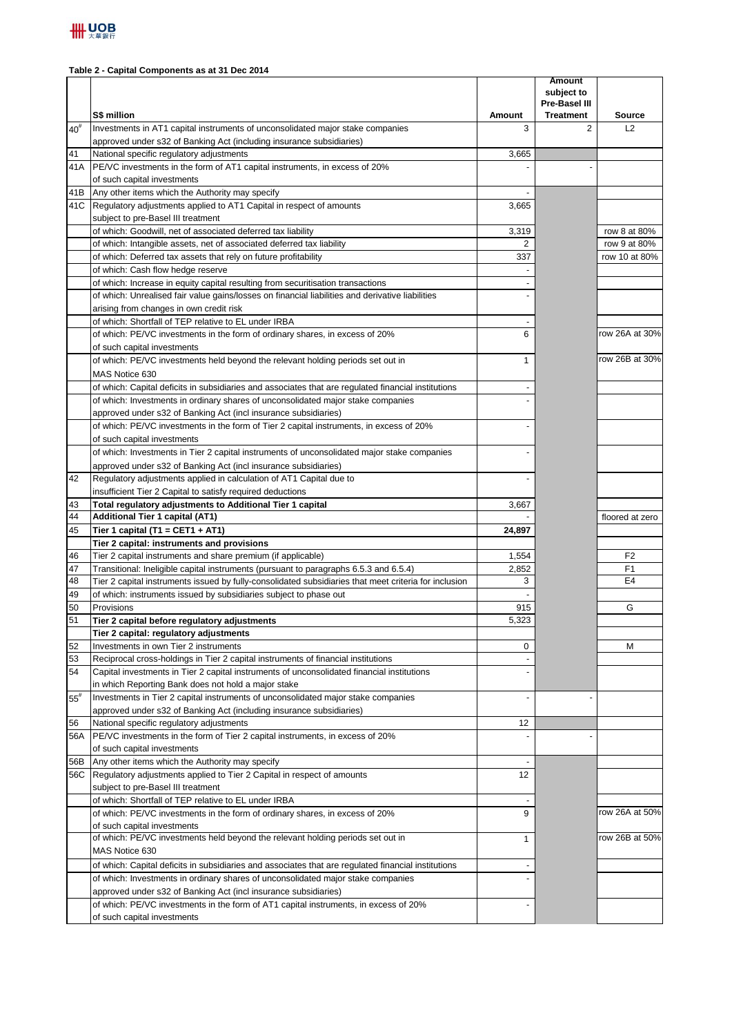**Table 2 - Capital Components as at 31 Dec 2014**

| | S$ million | Amount | Amount subject to Pre-Basel III Treatment | Source |
|---|---|---|---|---|
| 40# | Investments in AT1 capital instruments of unconsolidated major stake companies approved under s32 of Banking Act (including insurance subsidiaries) | 3 | 2 | L2 |
| 41 | National specific regulatory adjustments | 3,665 | | |
| 41A | PE/VC investments in the form of AT1 capital instruments, in excess of 20% of such capital investments | - | - | |
| 41B | Any other items which the Authority may specify | - | | |
| 41C | Regulatory adjustments applied to AT1 Capital in respect of amounts subject to pre-Basel III treatment | 3,665 | | |
| | of which: Goodwill, net of associated deferred tax liability | 3,319 | | row 8 at 80% |
| | of which: Intangible assets, net of associated deferred tax liability | 2 | | row 9 at 80% |
| | of which: Deferred tax assets that rely on future profitability | 337 | | row 10 at 80% |
| | of which: Cash flow hedge reserve | - | | |
| | of which: Increase in equity capital resulting from securitisation transactions | - | | |
| | of which: Unrealised fair value gains/losses on financial liabilities and derivative liabilities arising from changes in own credit risk | - | | |
| | of which: Shortfall of TEP relative to EL under IRBA | - | | |
| | of which: PE/VC investments in the form of ordinary shares, in excess of 20% of such capital investments | 6 | | row 26A at 30% |
| | of which: PE/VC investments held beyond the relevant holding periods set out in MAS Notice 630 | 1 | | row 26B at 30% |
| | of which: Capital deficits in subsidiaries and associates that are regulated financial institutions | - | | |
| | of which: Investments in ordinary shares of unconsolidated major stake companies approved under s32 of Banking Act (incl insurance subsidiaries) | - | | |
| | of which: PE/VC investments in the form of Tier 2 capital instruments, in excess of 20% of such capital investments | - | | |
| | of which: Investments in Tier 2 capital instruments of unconsolidated major stake companies approved under s32 of Banking Act (incl insurance subsidiaries) | - | | |
| 42 | Regulatory adjustments applied in calculation of AT1 Capital due to insufficient Tier 2 Capital to satisfy required deductions | - | | |
| 43 | **Total regulatory adjustments to Additional Tier 1 capital** | 3,667 | | |
| 44 | **Additional Tier 1 capital (AT1)** | - | | floored at zero |
| 45 | **Tier 1 capital (T1 = CET1 + AT1)** | **24,897** | | |
| | **Tier 2 capital: instruments and provisions** | | | |
| 46 | Tier 2 capital instruments and share premium (if applicable) | 1,554 | | F2 |
| 47 | Transitional: Ineligible capital instruments (pursuant to paragraphs 6.5.3 and 6.5.4) | 2,852 | | F1 |
| 48 | Tier 2 capital instruments issued by fully-consolidated subsidiaries that meet criteria for inclusion | 3 | | E4 |
| 49 | of which: instruments issued by subsidiaries subject to phase out | - | | |
| 50 | Provisions | 915 | | G |
| 51 | **Tier 2 capital before regulatory adjustments** | 5,323 | | |
| | **Tier 2 capital: regulatory adjustments** | | | |
| 52 | Investments in own Tier 2 instruments | 0 | | M |
| 53 | Reciprocal cross-holdings in Tier 2 capital instruments of financial institutions | - | | |
| 54 | Capital investments in Tier 2 capital instruments of unconsolidated financial institutions in which Reporting Bank does not hold a major stake | - | | |
| 55# | Investments in Tier 2 capital instruments of unconsolidated major stake companies approved under s32 of Banking Act (including insurance subsidiaries) | - | - | |
| 56 | National specific regulatory adjustments | 12 | | |
| 56A | PE/VC investments in the form of Tier 2 capital instruments, in excess of 20% of such capital investments | - | - | |
| 56B | Any other items which the Authority may specify | - | | |
| 56C | Regulatory adjustments applied to Tier 2 Capital in respect of amounts subject to pre-Basel III treatment | 12 | | |
| | of which: Shortfall of TEP relative to EL under IRBA | - | | |
| | of which: PE/VC investments in the form of ordinary shares, in excess of 20% of such capital investments | 9 | | row 26A at 50% |
| | of which: PE/VC investments held beyond the relevant holding periods set out in MAS Notice 630 | 1 | | row 26B at 50% |
| | of which: Capital deficits in subsidiaries and associates that are regulated financial institutions | - | | |
| | of which: Investments in ordinary shares of unconsolidated major stake companies approved under s32 of Banking Act (incl insurance subsidiaries) | - | | |
| | of which: PE/VC investments in the form of AT1 capital instruments, in excess of 20% of such capital investments | - | | |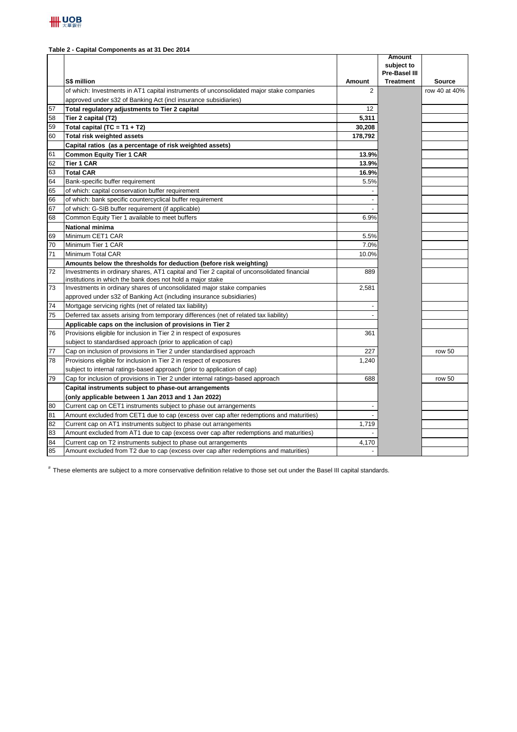**Table 2 - Capital Components as at 31 Dec 2014**

| | S$ million | Amount | Amount subject to Pre-Basel III Treatment | Source |
|---|---|---|---|---|
| | of which: Investments in AT1 capital instruments of unconsolidated major stake companies approved under s32 of Banking Act (incl insurance subsidiaries) | 2 | | row 40 at 40% |
| 57 | **Total regulatory adjustments to Tier 2 capital** | 12 | | |
| 58 | **Tier 2 capital (T2)** | **5,311** | | |
| 59 | **Total capital (TC = T1 + T2)** | **30,208** | | |
| 60 | **Total risk weighted assets** | **178,792** | | |
| | **Capital ratios (as a percentage of risk weighted assets)** | | | |
| 61 | **Common Equity Tier 1 CAR** | **13.9%** | | |
| 62 | **Tier 1 CAR** | **13.9%** | | |
| 63 | **Total CAR** | **16.9%** | | |
| 64 | Bank-specific buffer requirement | 5.5% | | |
| 65 | of which: capital conservation buffer requirement | - | | |
| 66 | of which: bank specific countercyclical buffer requirement | - | | |
| 67 | of which: G-SIB buffer requirement (if applicable) | - | | |
| 68 | Common Equity Tier 1 available to meet buffers | 6.9% | | |
| | **National minima** | | | |
| 69 | Minimum CET1 CAR | 5.5% | | |
| 70 | Minimum Tier 1 CAR | 7.0% | | |
| 71 | Minimum Total CAR | 10.0% | | |
| | **Amounts below the thresholds for deduction (before risk weighting)** | | | |
| 72 | Investments in ordinary shares, AT1 capital and Tier 2 capital of unconsolidated financial institutions in which the bank does not hold a major stake | 889 | | |
| 73 | Investments in ordinary shares of unconsolidated major stake companies approved under s32 of Banking Act (including insurance subsidiaries) | 2,581 | | |
| 74 | Mortgage servicing rights (net of related tax liability) | - | | |
| 75 | Deferred tax assets arising from temporary differences (net of related tax liability) | - | | |
| | **Applicable caps on the inclusion of provisions in Tier 2** | | | |
| 76 | Provisions eligible for inclusion in Tier 2 in respect of exposures subject to standardised approach (prior to application of cap) | 361 | | |
| 77 | Cap on inclusion of provisions in Tier 2 under standardised approach | 227 | | row 50 |
| 78 | Provisions eligible for inclusion in Tier 2 in respect of exposures subject to internal ratings-based approach (prior to application of cap) | 1,240 | | |
| 79 | Cap for inclusion of provisions in Tier 2 under internal ratings-based approach | 688 | | row 50 |
| | **Capital instruments subject to phase-out arrangements (only applicable between 1 Jan 2013 and 1 Jan 2022)** | | | |
| 80 | Current cap on CET1 instruments subject to phase out arrangements | - | | |
| 81 | Amount excluded from CET1 due to cap (excess over cap after redemptions and maturities) | - | | |
| 82 | Current cap on AT1 instruments subject to phase out arrangements | 1,719 | | |
| 83 | Amount excluded from AT1 due to cap (excess over cap after redemptions and maturities) | - | | |
| 84 | Current cap on T2 instruments subject to phase out arrangements | 4,170 | | |
| 85 | Amount excluded from T2 due to cap (excess over cap after redemptions and maturities) | - | | |

[#] These elements are subject to a more conservative definition relative to those set out under the Basel III capital standards.